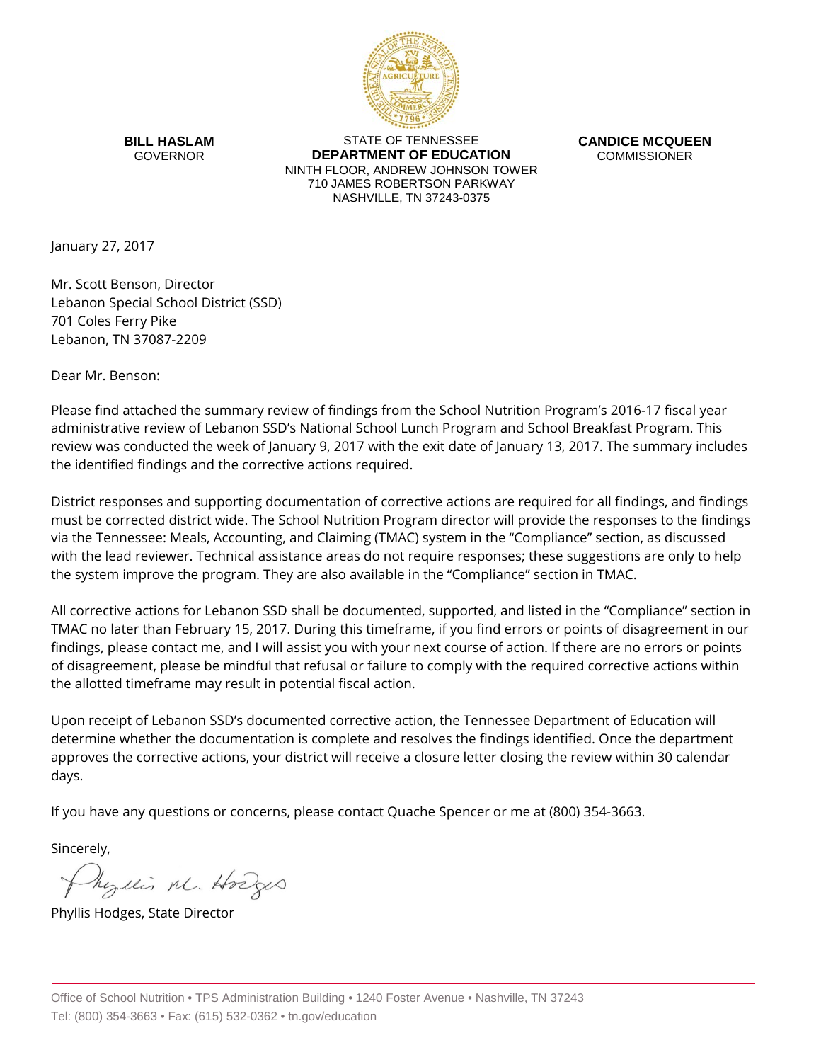**BILL HASLAM**
GOVERNOR

STATE OF TENNESSEE
**DEPARTMENT OF EDUCATION**
NINTH FLOOR, ANDREW JOHNSON TOWER
710 JAMES ROBERTSON PARKWAY
NASHVILLE, TN 37243-0375

**CANDICE MCQUEEN**
COMMISSIONER

January 27, 2017

Mr. Scott Benson, Director
Lebanon Special School District (SSD)
701 Coles Ferry Pike
Lebanon, TN 37087-2209

Dear Mr. Benson:

Please find attached the summary review of findings from the School Nutrition Program's 2016-17 fiscal year administrative review of Lebanon SSD's National School Lunch Program and School Breakfast Program. This review was conducted the week of January 9, 2017 with the exit date of January 13, 2017. The summary includes the identified findings and the corrective actions required.

District responses and supporting documentation of corrective actions are required for all findings, and findings must be corrected district wide. The School Nutrition Program director will provide the responses to the findings via the Tennessee: Meals, Accounting, and Claiming (TMAC) system in the "Compliance" section, as discussed with the lead reviewer. Technical assistance areas do not require responses; these suggestions are only to help the system improve the program. They are also available in the "Compliance" section in TMAC.

All corrective actions for Lebanon SSD shall be documented, supported, and listed in the "Compliance" section in TMAC no later than February 15, 2017. During this timeframe, if you find errors or points of disagreement in our findings, please contact me, and I will assist you with your next course of action. If there are no errors or points of disagreement, please be mindful that refusal or failure to comply with the required corrective actions within the allotted timeframe may result in potential fiscal action.

Upon receipt of Lebanon SSD's documented corrective action, the Tennessee Department of Education will determine whether the documentation is complete and resolves the findings identified. Once the department approves the corrective actions, your district will receive a closure letter closing the review within 30 calendar days.

If you have any questions or concerns, please contact Quache Spencer or me at (800) 354-3663.

Sincerely,

Phyllis M. Hodges

Phyllis Hodges, State Director

Office of School Nutrition • TPS Administration Building • 1240 Foster Avenue • Nashville, TN 37243
Tel: (800) 354-3663 • Fax: (615) 532-0362 • tn.gov/education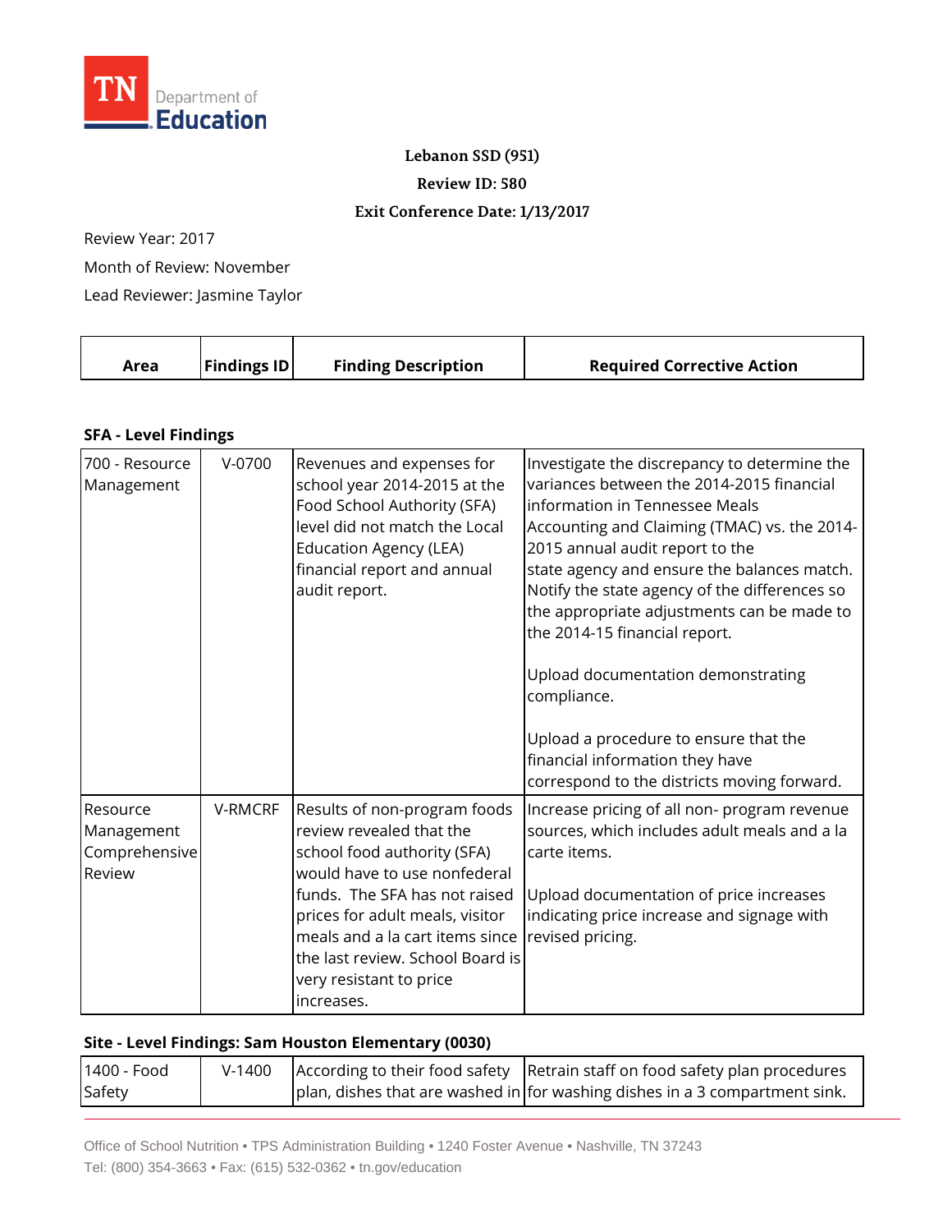**Lebanon SSD (951)**

**Review ID: 580**

**Exit Conference Date: 1/13/2017**

Review Year: 2017

Month of Review: November

Lead Reviewer: Jasmine Taylor

| Area | Findings ID | Finding Description | Required Corrective Action |
|---|---|---|---|

**SFA - Level Findings**

| Area | Findings ID | Finding Description | Required Corrective Action |
|---|---|---|---|
| 700 - Resource Management | V-0700 | Revenues and expenses for school year 2014-2015 at the Food School Authority (SFA) level did not match the Local Education Agency (LEA) financial report and annual audit report. | Investigate the discrepancy to determine the variances between the 2014-2015 financial information in Tennessee Meals Accounting and Claiming (TMAC) vs. the 2014-2015 annual audit report to the state agency and ensure the balances match. Notify the state agency of the differences so the appropriate adjustments can be made to the 2014-15 financial report.<br><br>Upload documentation demonstrating compliance.<br><br>Upload a procedure to ensure that the financial information they have correspond to the districts moving forward. |
| Resource Management Comprehensive Review | V-RMCRF | Results of non-program foods review revealed that the school food authority (SFA) would have to use nonfederal funds. The SFA has not raised prices for adult meals, visitor meals and a la cart items since the last review. School Board is very resistant to price increases. | Increase pricing of all non- program revenue sources, which includes adult meals and a la carte items.<br><br>Upload documentation of price increases indicating price increase and signage with revised pricing. |

**Site - Level Findings: Sam Houston Elementary (0030)**

| Area | Findings ID | Finding Description | Required Corrective Action |
|---|---|---|---|
| 1400 - Food Safety | V-1400 | According to their food safety plan, dishes that are washed in | Retrain staff on food safety plan procedures for washing dishes in a 3 compartment sink. |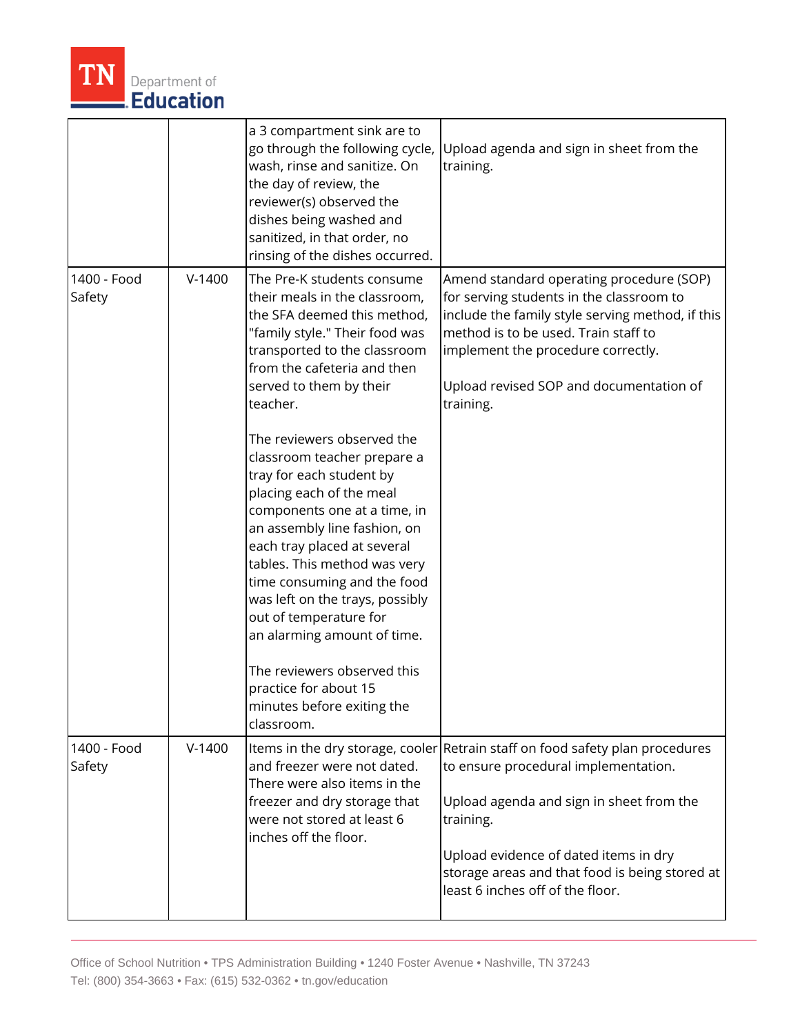| | | | |
|---|---|---|---|
| | | a 3 compartment sink are to go through the following cycle, wash, rinse and sanitize. On the day of review, the reviewer(s) observed the dishes being washed and sanitized, in that order, no rinsing of the dishes occurred. | Upload agenda and sign in sheet from the training. |
| 1400 - Food Safety | V-1400 | The Pre-K students consume their meals in the classroom, the SFA deemed this method, "family style." Their food was transported to the classroom from the cafeteria and then served to them by their teacher.<br><br>The reviewers observed the classroom teacher prepare a tray for each student by placing each of the meal components one at a time, in an assembly line fashion, on each tray placed at several tables. This method was very time consuming and the food was left on the trays, possibly out of temperature for an alarming amount of time.<br><br>The reviewers observed this practice for about 15 minutes before exiting the classroom. | Amend standard operating procedure (SOP) for serving students in the classroom to include the family style serving method, if this method is to be used. Train staff to implement the procedure correctly.<br><br>Upload revised SOP and documentation of training. |
| 1400 - Food Safety | V-1400 | Items in the dry storage, cooler and freezer were not dated. There were also items in the freezer and dry storage that were not stored at least 6 inches off the floor. | Retrain staff on food safety plan procedures to ensure procedural implementation.<br><br>Upload agenda and sign in sheet from the training.<br><br>Upload evidence of dated items in dry storage areas and that food is being stored at least 6 inches off of the floor. |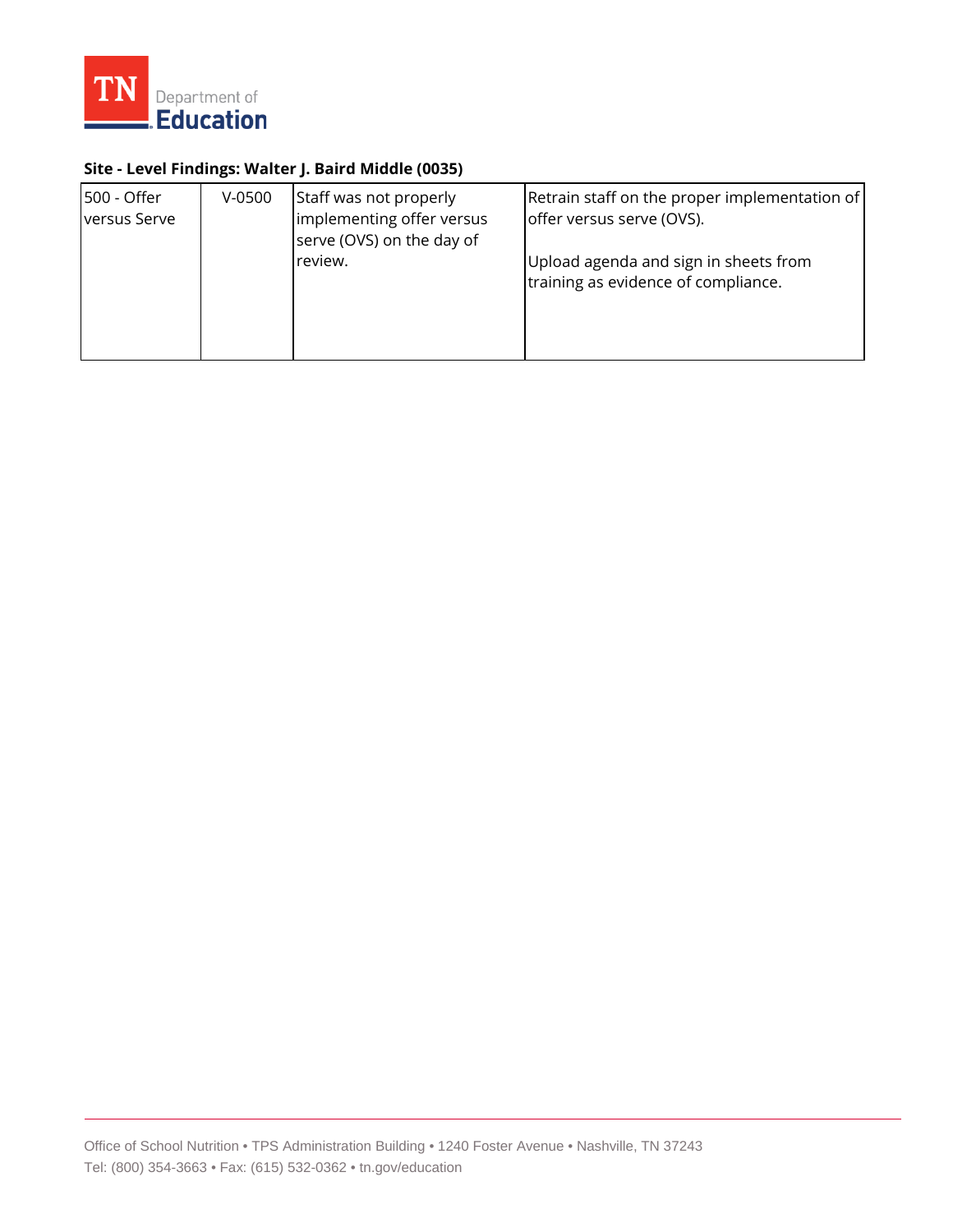**Site - Level Findings: Walter J. Baird Middle (0035)**

| | | | |
|---|---|---|---|
| 500 - Offer versus Serve | V-0500 | Staff was not properly implementing offer versus serve (OVS) on the day of review. | Retrain staff on the proper implementation of offer versus serve (OVS).<br><br>Upload agenda and sign in sheets from training as evidence of compliance. |

Office of School Nutrition • TPS Administration Building • 1240 Foster Avenue • Nashville, TN 37243
Tel: (800) 354-3663 • Fax: (615) 532-0362 • tn.gov/education